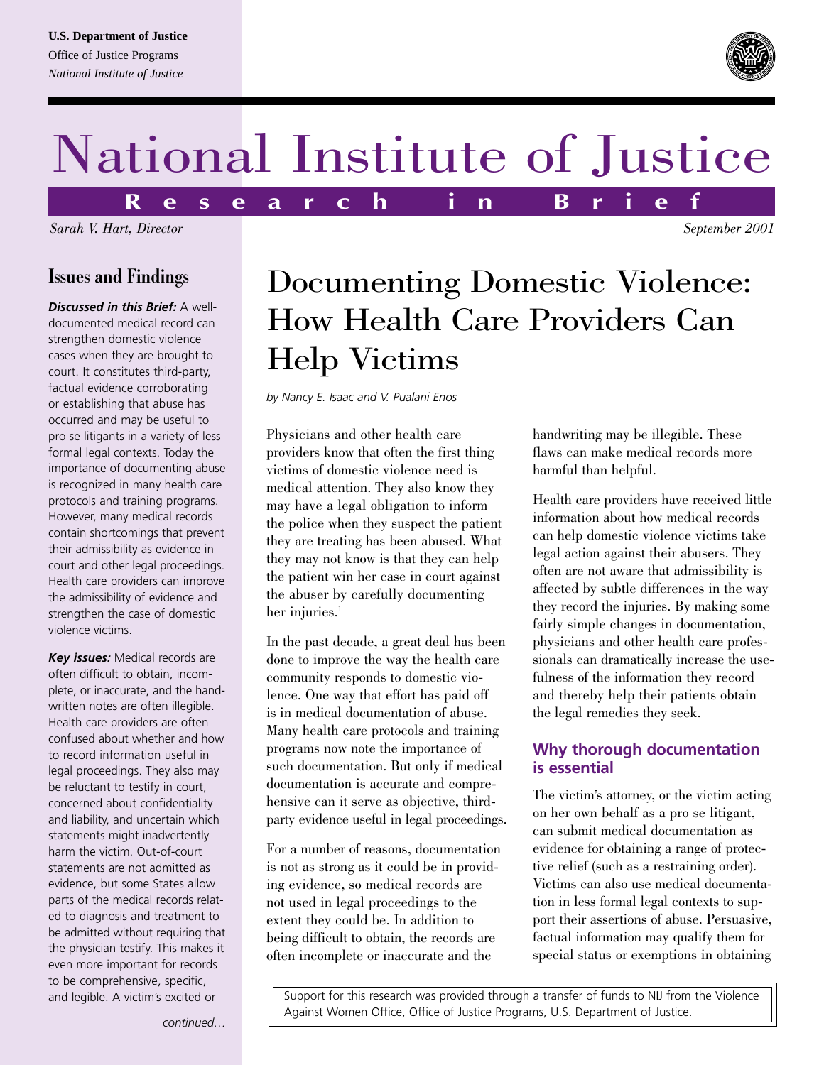U.S. Department of Justice
Office of Justice Programs
*National Institute of Justice*

# National Institute of Justice

**Research in Brief**

*Sarah V. Hart, Director*

*September 2001*

## Issues and Findings

***Discussed in this Brief:*** A well-documented medical record can strengthen domestic violence cases when they are brought to court. It constitutes third-party, factual evidence corroborating or establishing that abuse has occurred and may be useful to pro se litigants in a variety of less formal legal contexts. Today the importance of documenting abuse is recognized in many health care protocols and training programs. However, many medical records contain shortcomings that prevent their admissibility as evidence in court and other legal proceedings. Health care providers can improve the admissibility of evidence and strengthen the case of domestic violence victims.

***Key issues:*** Medical records are often difficult to obtain, incomplete, or inaccurate, and the handwritten notes are often illegible. Health care providers are often confused about whether and how to record information useful in legal proceedings. They also may be reluctant to testify in court, concerned about confidentiality and liability, and uncertain which statements might inadvertently harm the victim. Out-of-court statements are not admitted as evidence, but some States allow parts of the medical records related to diagnosis and treatment to be admitted without requiring that the physician testify. This makes it even more important for records to be comprehensive, specific, and legible. A victim's excited or

*continued…*

# Documenting Domestic Violence: How Health Care Providers Can Help Victims

*by Nancy E. Isaac and V. Pualani Enos*

Physicians and other health care providers know that often the first thing victims of domestic violence need is medical attention. They also know they may have a legal obligation to inform the police when they suspect the patient they are treating has been abused. What they may not know is that they can help the patient win her case in court against the abuser by carefully documenting her injuries.[1]

In the past decade, a great deal has been done to improve the way the health care community responds to domestic violence. One way that effort has paid off is in medical documentation of abuse. Many health care protocols and training programs now note the importance of such documentation. But only if medical documentation is accurate and comprehensive can it serve as objective, third-party evidence useful in legal proceedings.

For a number of reasons, documentation is not as strong as it could be in providing evidence, so medical records are not used in legal proceedings to the extent they could be. In addition to being difficult to obtain, the records are often incomplete or inaccurate and the handwriting may be illegible. These flaws can make medical records more harmful than helpful.

Health care providers have received little information about how medical records can help domestic violence victims take legal action against their abusers. They often are not aware that admissibility is affected by subtle differences in the way they record the injuries. By making some fairly simple changes in documentation, physicians and other health care professionals can dramatically increase the usefulness of the information they record and thereby help their patients obtain the legal remedies they seek.

## Why thorough documentation is essential

The victim's attorney, or the victim acting on her own behalf as a pro se litigant, can submit medical documentation as evidence for obtaining a range of protective relief (such as a restraining order). Victims can also use medical documentation in less formal legal contexts to support their assertions of abuse. Persuasive, factual information may qualify them for special status or exemptions in obtaining

Support for this research was provided through a transfer of funds to NIJ from the Violence Against Women Office, Office of Justice Programs, U.S. Department of Justice.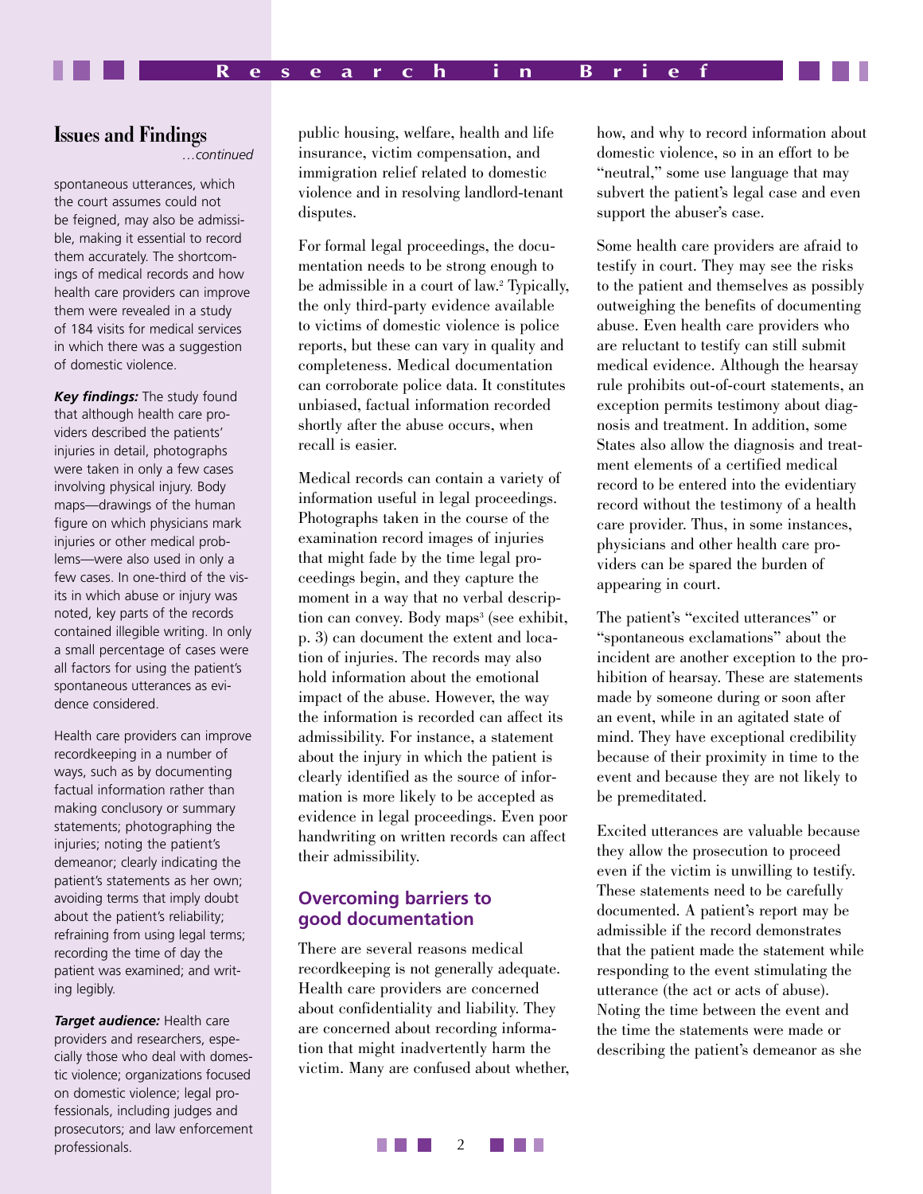## Issues and Findings

*...continued*

spontaneous utterances, which the court assumes could not be feigned, may also be admissible, making it essential to record them accurately. The shortcomings of medical records and how health care providers can improve them were revealed in a study of 184 visits for medical services in which there was a suggestion of domestic violence.

***Key findings:*** The study found that although health care providers described the patients' injuries in detail, photographs were taken in only a few cases involving physical injury. Body maps—drawings of the human figure on which physicians mark injuries or other medical problems—were also used in only a few cases. In one-third of the visits in which abuse or injury was noted, key parts of the records contained illegible writing. In only a small percentage of cases were all factors for using the patient's spontaneous utterances as evidence considered.

Health care providers can improve recordkeeping in a number of ways, such as by documenting factual information rather than making conclusory or summary statements; photographing the injuries; noting the patient's demeanor; clearly indicating the patient's statements as her own; avoiding terms that imply doubt about the patient's reliability; refraining from using legal terms; recording the time of day the patient was examined; and writing legibly.

***Target audience:*** Health care providers and researchers, especially those who deal with domestic violence; organizations focused on domestic violence; legal professionals, including judges and prosecutors; and law enforcement professionals.

public housing, welfare, health and life insurance, victim compensation, and immigration relief related to domestic violence and in resolving landlord-tenant disputes.

For formal legal proceedings, the documentation needs to be strong enough to be admissible in a court of law.[2] Typically, the only third-party evidence available to victims of domestic violence is police reports, but these can vary in quality and completeness. Medical documentation can corroborate police data. It constitutes unbiased, factual information recorded shortly after the abuse occurs, when recall is easier.

Medical records can contain a variety of information useful in legal proceedings. Photographs taken in the course of the examination record images of injuries that might fade by the time legal proceedings begin, and they capture the moment in a way that no verbal description can convey. Body maps[3] (see exhibit, p. 3) can document the extent and location of injuries. The records may also hold information about the emotional impact of the abuse. However, the way the information is recorded can affect its admissibility. For instance, a statement about the injury in which the patient is clearly identified as the source of information is more likely to be accepted as evidence in legal proceedings. Even poor handwriting on written records can affect their admissibility.

### Overcoming barriers to good documentation

There are several reasons medical recordkeeping is not generally adequate. Health care providers are concerned about confidentiality and liability. They are concerned about recording information that might inadvertently harm the victim. Many are confused about whether, how, and why to record information about domestic violence, so in an effort to be "neutral," some use language that may subvert the patient's legal case and even support the abuser's case.

Some health care providers are afraid to testify in court. They may see the risks to the patient and themselves as possibly outweighing the benefits of documenting abuse. Even health care providers who are reluctant to testify can still submit medical evidence. Although the hearsay rule prohibits out-of-court statements, an exception permits testimony about diagnosis and treatment. In addition, some States also allow the diagnosis and treatment elements of a certified medical record to be entered into the evidentiary record without the testimony of a health care provider. Thus, in some instances, physicians and other health care providers can be spared the burden of appearing in court.

The patient's "excited utterances" or "spontaneous exclamations" about the incident are another exception to the prohibition of hearsay. These are statements made by someone during or soon after an event, while in an agitated state of mind. They have exceptional credibility because of their proximity in time to the event and because they are not likely to be premeditated.

Excited utterances are valuable because they allow the prosecution to proceed even if the victim is unwilling to testify. These statements need to be carefully documented. A patient's report may be admissible if the record demonstrates that the patient made the statement while responding to the event stimulating the utterance (the act or acts of abuse). Noting the time between the event and the time the statements were made or describing the patient's demeanor as she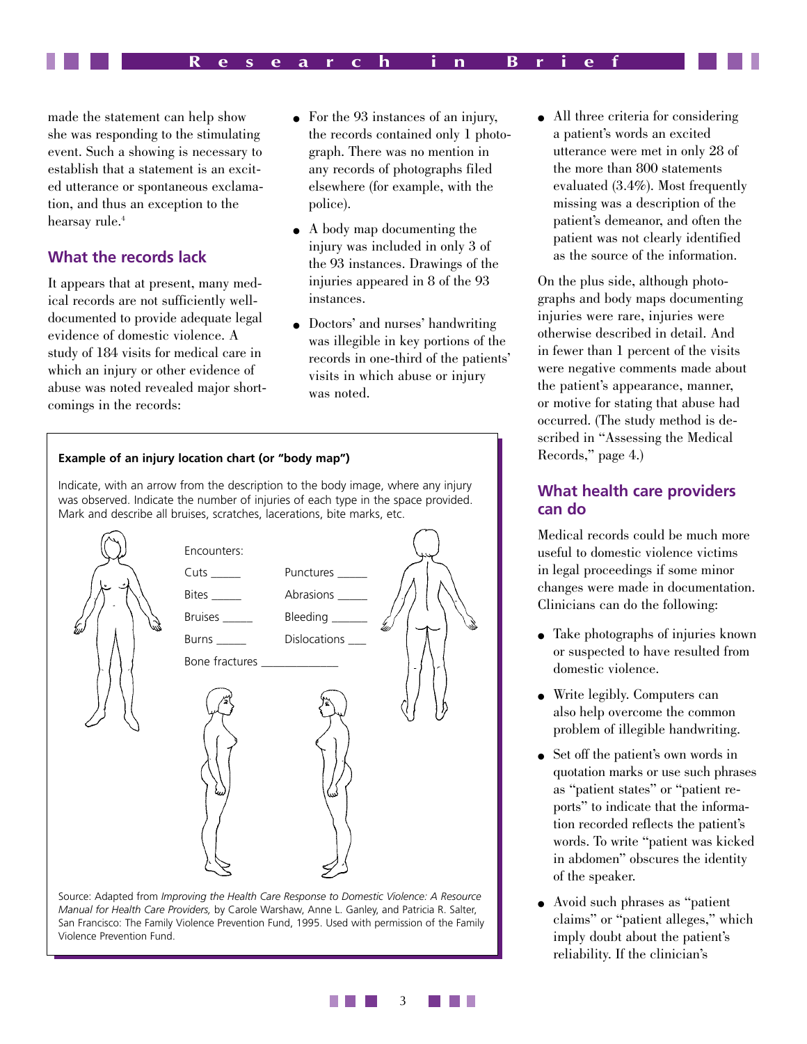made the statement can help show she was responding to the stimulating event. Such a showing is necessary to establish that a statement is an excited utterance or spontaneous exclamation, and thus an exception to the hearsay rule.[4]

## What the records lack

It appears that at present, many medical records are not sufficiently well-documented to provide adequate legal evidence of domestic violence. A study of 184 visits for medical care in which an injury or other evidence of abuse was noted revealed major shortcomings in the records:

- For the 93 instances of an injury, the records contained only 1 photograph. There was no mention in any records of photographs filed elsewhere (for example, with the police).
- A body map documenting the injury was included in only 3 of the 93 instances. Drawings of the injuries appeared in 8 of the 93 instances.
- Doctors' and nurses' handwriting was illegible in key portions of the records in one-third of the patients' visits in which abuse or injury was noted.
- All three criteria for considering a patient's words an excited utterance were met in only 28 of the more than 800 statements evaluated (3.4%). Most frequently missing was a description of the patient's demeanor, and often the patient was not clearly identified as the source of the information.

On the plus side, although photographs and body maps documenting injuries were rare, injuries were otherwise described in detail. And in fewer than 1 percent of the visits were negative comments made about the patient's appearance, manner, or motive for stating that abuse had occurred. (The study method is described in "Assessing the Medical Records," page 4.)

**Example of an injury location chart (or "body map")**

Indicate, with an arrow from the description to the body image, where any injury was observed. Indicate the number of injuries of each type in the space provided. Mark and describe all bruises, scratches, lacerations, bite marks, etc.

Encounters:

Cuts _____ Punctures _____

Bites _____ Abrasions _____

Bruises _____ Bleeding _____

Burns _____ Dislocations ___

Bone fractures _____________

Source: Adapted from *Improving the Health Care Response to Domestic Violence: A Resource Manual for Health Care Providers,* by Carole Warshaw, Anne L. Ganley, and Patricia R. Salter, San Francisco: The Family Violence Prevention Fund, 1995. Used with permission of the Family Violence Prevention Fund.

## What health care providers can do

Medical records could be much more useful to domestic violence victims in legal proceedings if some minor changes were made in documentation. Clinicians can do the following:

- Take photographs of injuries known or suspected to have resulted from domestic violence.
- Write legibly. Computers can also help overcome the common problem of illegible handwriting.
- Set off the patient's own words in quotation marks or use such phrases as "patient states" or "patient reports" to indicate that the information recorded reflects the patient's words. To write "patient was kicked in abdomen" obscures the identity of the speaker.
- Avoid such phrases as "patient claims" or "patient alleges," which imply doubt about the patient's reliability. If the clinician's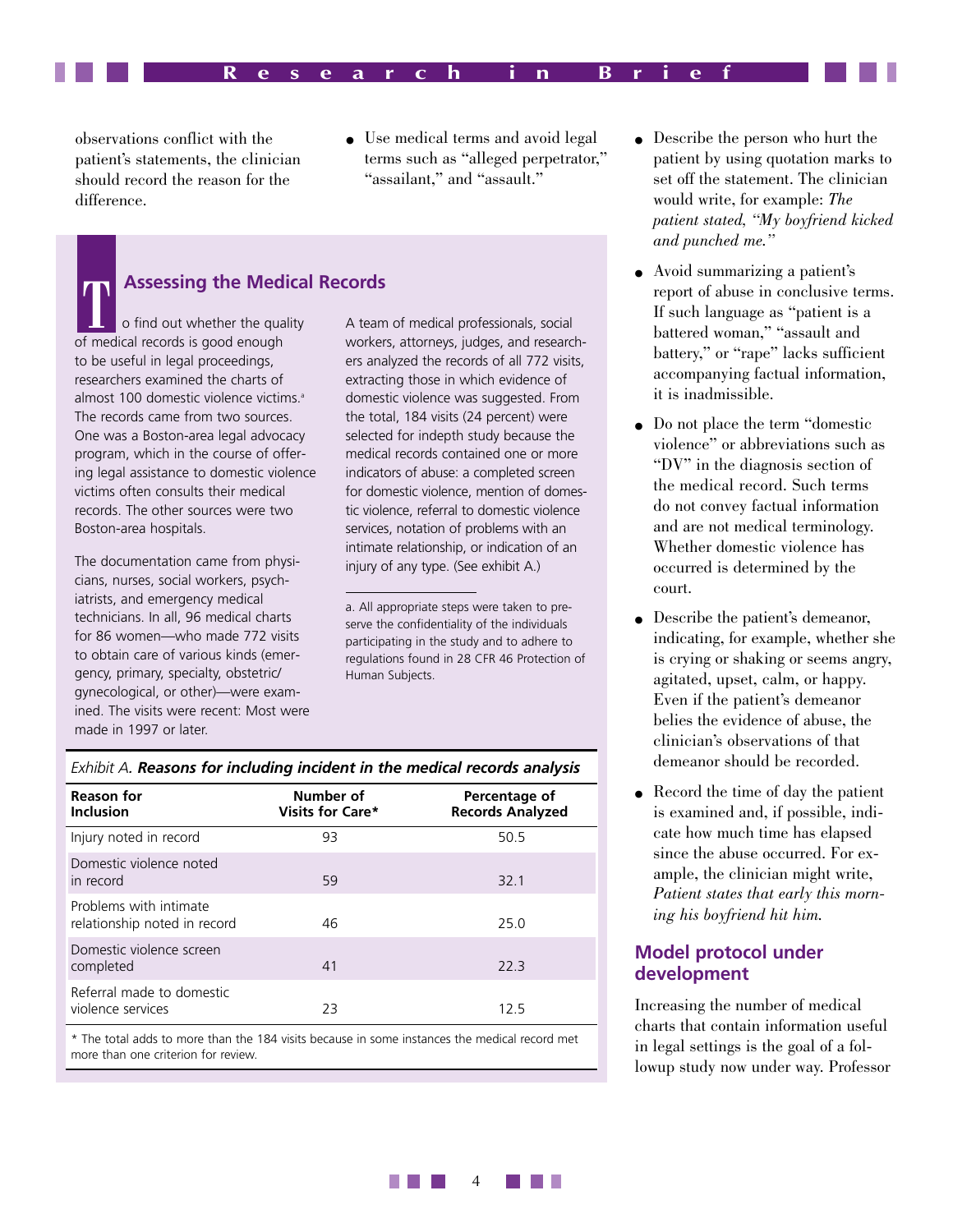observations conflict with the patient's statements, the clinician should record the reason for the difference.

- Use medical terms and avoid legal terms such as "alleged perpetrator," "assailant," and "assault."

## Assessing the Medical Records

To find out whether the quality of medical records is good enough to be useful in legal proceedings, researchers examined the charts of almost 100 domestic violence victims.[a] The records came from two sources. One was a Boston-area legal advocacy program, which in the course of offering legal assistance to domestic violence victims often consults their medical records. The other sources were two Boston-area hospitals.

The documentation came from physicians, nurses, social workers, psychiatrists, and emergency medical technicians. In all, 96 medical charts for 86 women—who made 772 visits to obtain care of various kinds (emergency, primary, specialty, obstetric/gynecological, or other)—were examined. The visits were recent: Most were made in 1997 or later.

A team of medical professionals, social workers, attorneys, judges, and researchers analyzed the records of all 772 visits, extracting those in which evidence of domestic violence was suggested. From the total, 184 visits (24 percent) were selected for indepth study because the medical records contained one or more indicators of abuse: a completed screen for domestic violence, mention of domestic violence, referral to domestic violence services, notation of problems with an intimate relationship, or indication of an injury of any type. (See exhibit A.)

a. All appropriate steps were taken to preserve the confidentiality of the individuals participating in the study and to adhere to regulations found in 28 CFR 46 Protection of Human Subjects.

*Exhibit A.* ***Reasons for including incident in the medical records analysis***

| Reason for Inclusion | Number of Visits for Care* | Percentage of Records Analyzed |
|---|---|---|
| Injury noted in record | 93 | 50.5 |
| Domestic violence noted in record | 59 | 32.1 |
| Problems with intimate relationship noted in record | 46 | 25.0 |
| Domestic violence screen completed | 41 | 22.3 |
| Referral made to domestic violence services | 23 | 12.5 |

\* The total adds to more than the 184 visits because in some instances the medical record met more than one criterion for review.

- Describe the person who hurt the patient by using quotation marks to set off the statement. The clinician would write, for example: *The patient stated, "My boyfriend kicked and punched me."*
- Avoid summarizing a patient's report of abuse in conclusive terms. If such language as "patient is a battered woman," "assault and battery," or "rape" lacks sufficient accompanying factual information, it is inadmissible.
- Do not place the term "domestic violence" or abbreviations such as "DV" in the diagnosis section of the medical record. Such terms do not convey factual information and are not medical terminology. Whether domestic violence has occurred is determined by the court.
- Describe the patient's demeanor, indicating, for example, whether she is crying or shaking or seems angry, agitated, upset, calm, or happy. Even if the patient's demeanor belies the evidence of abuse, the clinician's observations of that demeanor should be recorded.
- Record the time of day the patient is examined and, if possible, indicate how much time has elapsed since the abuse occurred. For example, the clinician might write, *Patient states that early this morning his boyfriend hit him.*

### Model protocol under development

Increasing the number of medical charts that contain information useful in legal settings is the goal of a followup study now under way. Professor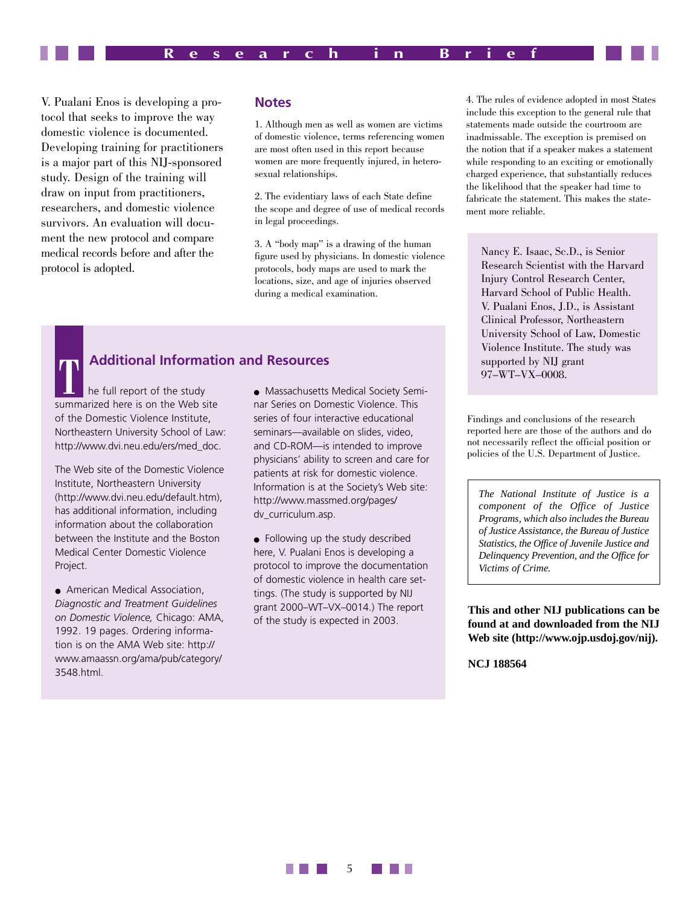V. Pualani Enos is developing a protocol that seeks to improve the way domestic violence is documented. Developing training for practitioners is a major part of this NIJ-sponsored study. Design of the training will draw on input from practitioners, researchers, and domestic violence survivors. An evaluation will document the new protocol and compare medical records before and after the protocol is adopted.

## Notes

1. Although men as well as women are victims of domestic violence, terms referencing women are most often used in this report because women are more frequently injured, in heterosexual relationships.

2. The evidentiary laws of each State define the scope and degree of use of medical records in legal proceedings.

3. A "body map" is a drawing of the human figure used by physicians. In domestic violence protocols, body maps are used to mark the locations, size, and age of injuries observed during a medical examination.

4. The rules of evidence adopted in most States include this exception to the general rule that statements made outside the courtroom are inadmissable. The exception is premised on the notion that if a speaker makes a statement while responding to an exciting or emotionally charged experience, that substantially reduces the likelihood that the speaker had time to fabricate the statement. This makes the statement more reliable.

Nancy E. Isaac, Sc.D., is Senior Research Scientist with the Harvard Injury Control Research Center, Harvard School of Public Health. V. Pualani Enos, J.D., is Assistant Clinical Professor, Northeastern University School of Law, Domestic Violence Institute. The study was supported by NIJ grant 97–WT–VX–0008.

## Additional Information and Resources

The full report of the study summarized here is on the Web site of the Domestic Violence Institute, Northeastern University School of Law: http://www.dvi.neu.edu/ers/med_doc.

The Web site of the Domestic Violence Institute, Northeastern University (http://www.dvi.neu.edu/default.htm), has additional information, including information about the collaboration between the Institute and the Boston Medical Center Domestic Violence Project.

- American Medical Association, *Diagnostic and Treatment Guidelines on Domestic Violence,* Chicago: AMA, 1992. 19 pages. Ordering information is on the AMA Web site: http://www.amaassn.org/ama/pub/category/3548.html.

- Massachusetts Medical Society Seminar Series on Domestic Violence. This series of four interactive educational seminars—available on slides, video, and CD-ROM—is intended to improve physicians' ability to screen and care for patients at risk for domestic violence. Information is at the Society's Web site: http://www.massmed.org/pages/dv_curriculum.asp.

- Following up the study described here, V. Pualani Enos is developing a protocol to improve the documentation of domestic violence in health care settings. (The study is supported by NIJ grant 2000–WT–VX–0014.) The report of the study is expected in 2003.

Findings and conclusions of the research reported here are those of the authors and do not necessarily reflect the official position or policies of the U.S. Department of Justice.

*The National Institute of Justice is a component of the Office of Justice Programs, which also includes the Bureau of Justice Assistance, the Bureau of Justice Statistics, the Office of Juvenile Justice and Delinquency Prevention, and the Office for Victims of Crime.*

**This and other NIJ publications can be found at and downloaded from the NIJ Web site (http://www.ojp.usdoj.gov/nij).**

**NCJ 188564**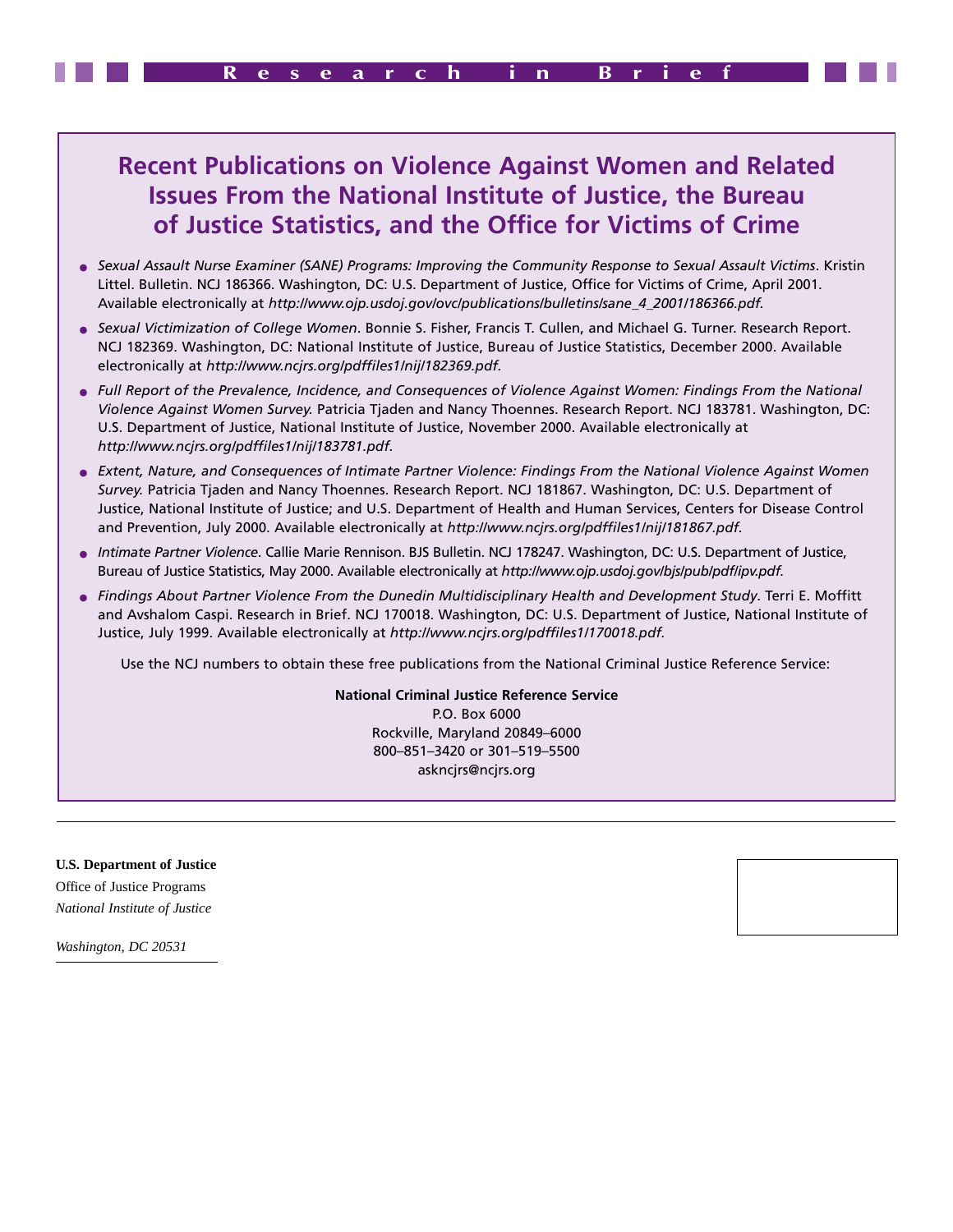## Recent Publications on Violence Against Women and Related Issues From the National Institute of Justice, the Bureau of Justice Statistics, and the Office for Victims of Crime

- *Sexual Assault Nurse Examiner (SANE) Programs: Improving the Community Response to Sexual Assault Victims*. Kristin Littel. Bulletin. NCJ 186366. Washington, DC: U.S. Department of Justice, Office for Victims of Crime, April 2001. Available electronically at *http://www.ojp.usdoj.gov/ovc/publications/bulletins/sane_4_2001/186366.pdf.*
- *Sexual Victimization of College Women*. Bonnie S. Fisher, Francis T. Cullen, and Michael G. Turner. Research Report. NCJ 182369. Washington, DC: National Institute of Justice, Bureau of Justice Statistics, December 2000. Available electronically at *http://www.ncjrs.org/pdffiles1/nij/182369.pdf.*
- *Full Report of the Prevalence, Incidence, and Consequences of Violence Against Women: Findings From the National Violence Against Women Survey.* Patricia Tjaden and Nancy Thoennes. Research Report. NCJ 183781. Washington, DC: U.S. Department of Justice, National Institute of Justice, November 2000. Available electronically at *http://www.ncjrs.org/pdffiles1/nij/183781.pdf.*
- *Extent, Nature, and Consequences of Intimate Partner Violence: Findings From the National Violence Against Women Survey.* Patricia Tjaden and Nancy Thoennes. Research Report. NCJ 181867. Washington, DC: U.S. Department of Justice, National Institute of Justice; and U.S. Department of Health and Human Services, Centers for Disease Control and Prevention, July 2000. Available electronically at *http://www.ncjrs.org/pdffiles1/nij/181867.pdf.*
- *Intimate Partner Violence*. Callie Marie Rennison. BJS Bulletin. NCJ 178247. Washington, DC: U.S. Department of Justice, Bureau of Justice Statistics, May 2000. Available electronically at *http://www.ojp.usdoj.gov/bjs/pub/pdf/ipv.pdf.*
- *Findings About Partner Violence From the Dunedin Multidisciplinary Health and Development Study*. Terri E. Moffitt and Avshalom Caspi. Research in Brief. NCJ 170018. Washington, DC: U.S. Department of Justice, National Institute of Justice, July 1999. Available electronically at *http://www.ncjrs.org/pdffiles1/170018.pdf.*

Use the NCJ numbers to obtain these free publications from the National Criminal Justice Reference Service:

**National Criminal Justice Reference Service**
P.O. Box 6000
Rockville, Maryland 20849–6000
800–851–3420 or 301–519–5500
askncjrs@ncjrs.org

---

**U.S. Department of Justice**
Office of Justice Programs
*National Institute of Justice*

*Washington, DC 20531*